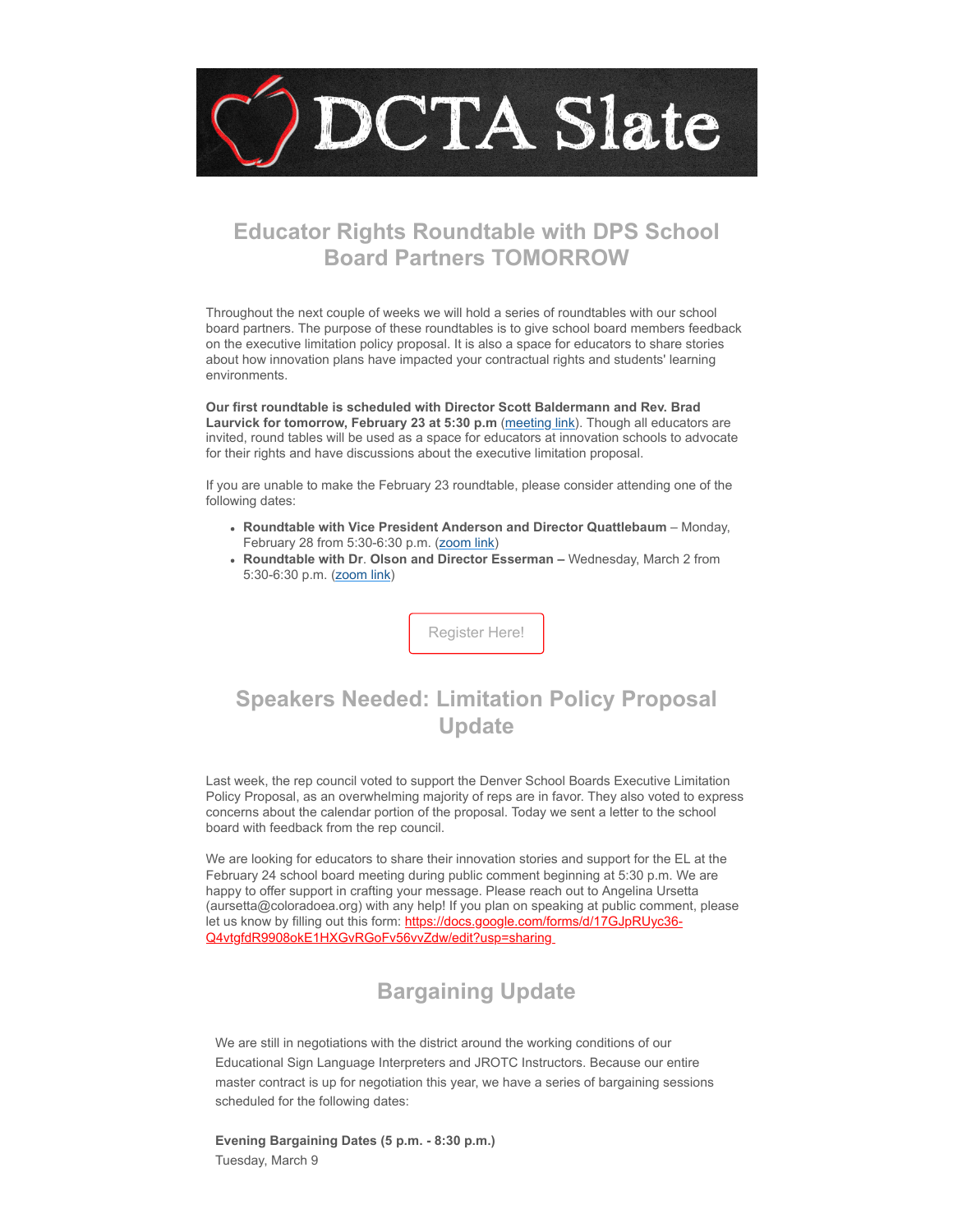# DCTA Slate

## Educator Rights Roundtable with DPS School Board Partners TOMORROW

Throughout the next couple of weeks we will hold a series of roundtables with our school board partners. The purpose of these roundtables is to give school board members feedback on the executive limitation policy proposal. It is also a space for educators to share stories about how innovation plans have impacted your contractual rights and students' learning environments.

**Our first roundtable is scheduled with Director Scott Baldermann and Rev. Brad Laurvick for tomorrow, February 23 at 5:30 p.m** (meeting link). Though all educators are invited, round tables will be used as a space for educators at innovation schools to advocate for their rights and have discussions about the executive limitation proposal.

If you are unable to make the February 23 roundtable, please consider attending one of the following dates:

- **Roundtable with Vice President Anderson and Director Quattlebaum** – Monday, February 28 from 5:30-6:30 p.m. (zoom link)
- **Roundtable with Dr. Olson and Director Esserman –** Wednesday, March 2 from 5:30-6:30 p.m. (zoom link)

Register Here!

## Speakers Needed: Limitation Policy Proposal Update

Last week, the rep council voted to support the Denver School Boards Executive Limitation Policy Proposal, as an overwhelming majority of reps are in favor. They also voted to express concerns about the calendar portion of the proposal. Today we sent a letter to the school board with feedback from the rep council.

We are looking for educators to share their innovation stories and support for the EL at the February 24 school board meeting during public comment beginning at 5:30 p.m. We are happy to offer support in crafting your message. Please reach out to Angelina Ursetta (aursetta@coloradoea.org) with any help! If you plan on speaking at public comment, please let us know by filling out this form: https://docs.google.com/forms/d/17GJpRUyc36-Q4vtgfdR9908okE1HXGvRGoFv56vvZdw/edit?usp=sharing

## Bargaining Update

We are still in negotiations with the district around the working conditions of our Educational Sign Language Interpreters and JROTC Instructors. Because our entire master contract is up for negotiation this year, we have a series of bargaining sessions scheduled for the following dates:

**Evening Bargaining Dates (5 p.m. - 8:30 p.m.)**
Tuesday, March 9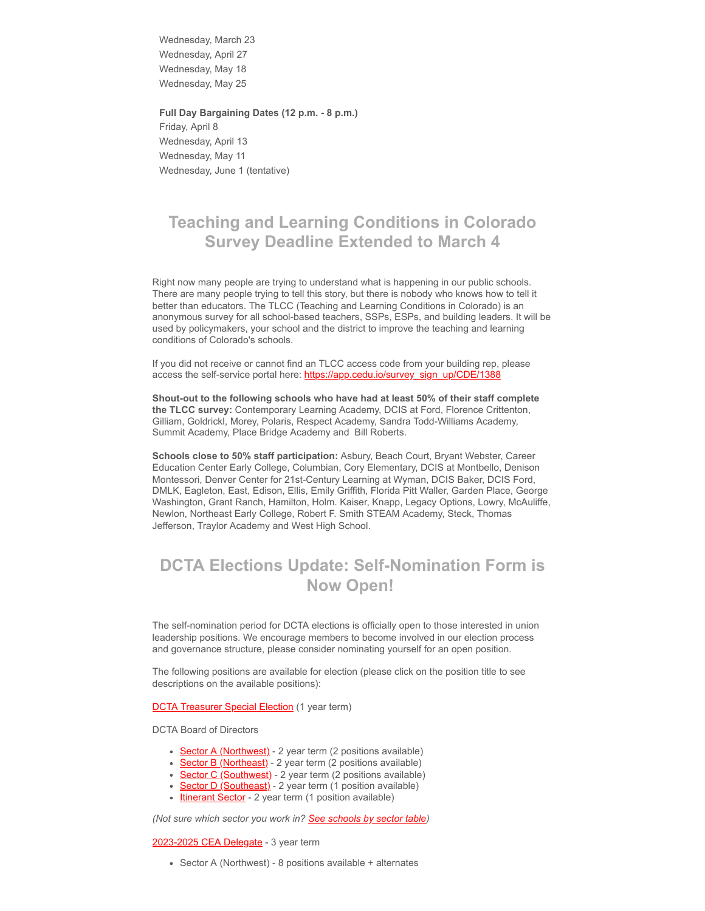Wednesday, March 23
Wednesday, April 27
Wednesday, May 18
Wednesday, May 25

**Full Day Bargaining Dates (12 p.m. - 8 p.m.)**
Friday, April 8
Wednesday, April 13
Wednesday, May 11
Wednesday, June 1 (tentative)

## Teaching and Learning Conditions in Colorado Survey Deadline Extended to March 4

Right now many people are trying to understand what is happening in our public schools. There are many people trying to tell this story, but there is nobody who knows how to tell it better than educators. The TLCC (Teaching and Learning Conditions in Colorado) is an anonymous survey for all school-based teachers, SSPs, ESPs, and building leaders. It will be used by policymakers, your school and the district to improve the teaching and learning conditions of Colorado's schools.

If you did not receive or cannot find an TLCC access code from your building rep, please access the self-service portal here: https://app.cedu.io/survey_sign_up/CDE/1388

**Shout-out to the following schools who have had at least 50% of their staff complete the TLCC survey:** Contemporary Learning Academy, DCIS at Ford, Florence Crittenton, Gilliam, Goldrickl, Morey, Polaris, Respect Academy, Sandra Todd-Williams Academy, Summit Academy, Place Bridge Academy and Bill Roberts.

**Schools close to 50% staff participation:** Asbury, Beach Court, Bryant Webster, Career Education Center Early College, Columbian, Cory Elementary, DCIS at Montbello, Denison Montessori, Denver Center for 21st-Century Learning at Wyman, DCIS Baker, DCIS Ford, DMLK, Eagleton, East, Edison, Ellis, Emily Griffith, Florida Pitt Waller, Garden Place, George Washington, Grant Ranch, Hamilton, Holm. Kaiser, Knapp, Legacy Options, Lowry, McAuliffe, Newlon, Northeast Early College, Robert F. Smith STEAM Academy, Steck, Thomas Jefferson, Traylor Academy and West High School.

## DCTA Elections Update: Self-Nomination Form is Now Open!

The self-nomination period for DCTA elections is officially open to those interested in union leadership positions. We encourage members to become involved in our election process and governance structure, please consider nominating yourself for an open position.

The following positions are available for election (please click on the position title to see descriptions on the available positions):

DCTA Treasurer Special Election (1 year term)

DCTA Board of Directors

- Sector A (Northwest) - 2 year term (2 positions available)
- Sector B (Northeast) - 2 year term (2 positions available)
- Sector C (Southwest) - 2 year term (2 positions available)
- Sector D (Southeast) - 2 year term (1 position available)
- Itinerant Sector - 2 year term (1 position available)

*(Not sure which sector you work in? See schools by sector table)*

2023-2025 CEA Delegate - 3 year term

- Sector A (Northwest) - 8 positions available + alternates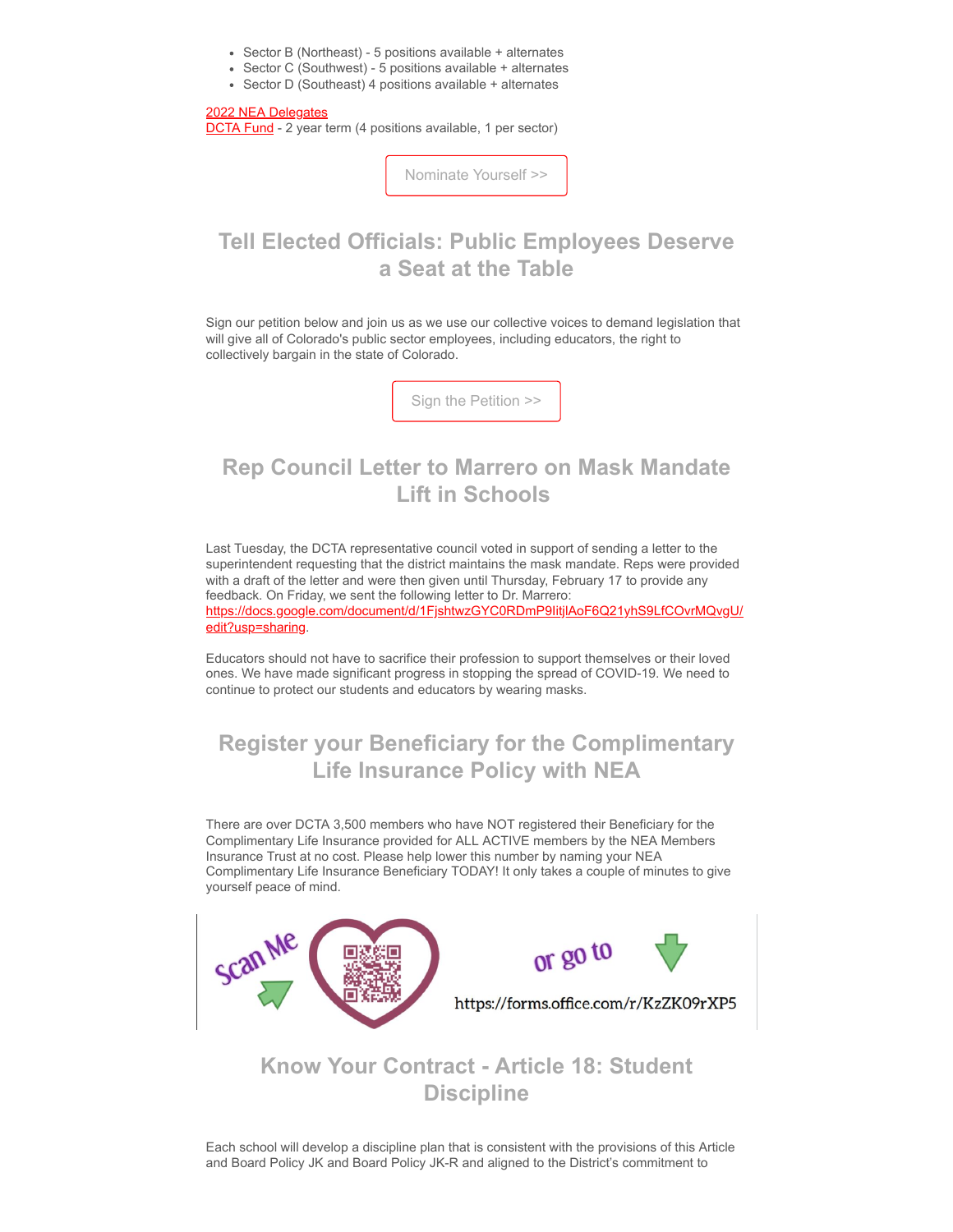- Sector B (Northeast) - 5 positions available + alternates
- Sector C (Southwest) - 5 positions available + alternates
- Sector D (Southeast) 4 positions available + alternates

2022 NEA Delegates
DCTA Fund - 2 year term (4 positions available, 1 per sector)

Nominate Yourself >>

## Tell Elected Officials: Public Employees Deserve a Seat at the Table

Sign our petition below and join us as we use our collective voices to demand legislation that will give all of Colorado's public sector employees, including educators, the right to collectively bargain in the state of Colorado.

Sign the Petition >>

## Rep Council Letter to Marrero on Mask Mandate Lift in Schools

Last Tuesday, the DCTA representative council voted in support of sending a letter to the superintendent requesting that the district maintains the mask mandate. Reps were provided with a draft of the letter and were then given until Thursday, February 17 to provide any feedback. On Friday, we sent the following letter to Dr. Marrero: https://docs.google.com/document/d/1FjshtwzGYC0RDmP9IitjlAoF6Q21yhS9LfCOvrMQvgU/edit?usp=sharing.

Educators should not have to sacrifice their profession to support themselves or their loved ones. We have made significant progress in stopping the spread of COVID-19. We need to continue to protect our students and educators by wearing masks.

## Register your Beneficiary for the Complimentary Life Insurance Policy with NEA

There are over DCTA 3,500 members who have NOT registered their Beneficiary for the Complimentary Life Insurance provided for ALL ACTIVE members by the NEA Members Insurance Trust at no cost. Please help lower this number by naming your NEA Complimentary Life Insurance Beneficiary TODAY! It only takes a couple of minutes to give yourself peace of mind.

Scan Me or go to https://forms.office.com/r/KzZK09rXP5

## Know Your Contract - Article 18: Student Discipline

Each school will develop a discipline plan that is consistent with the provisions of this Article and Board Policy JK and Board Policy JK-R and aligned to the District's commitment to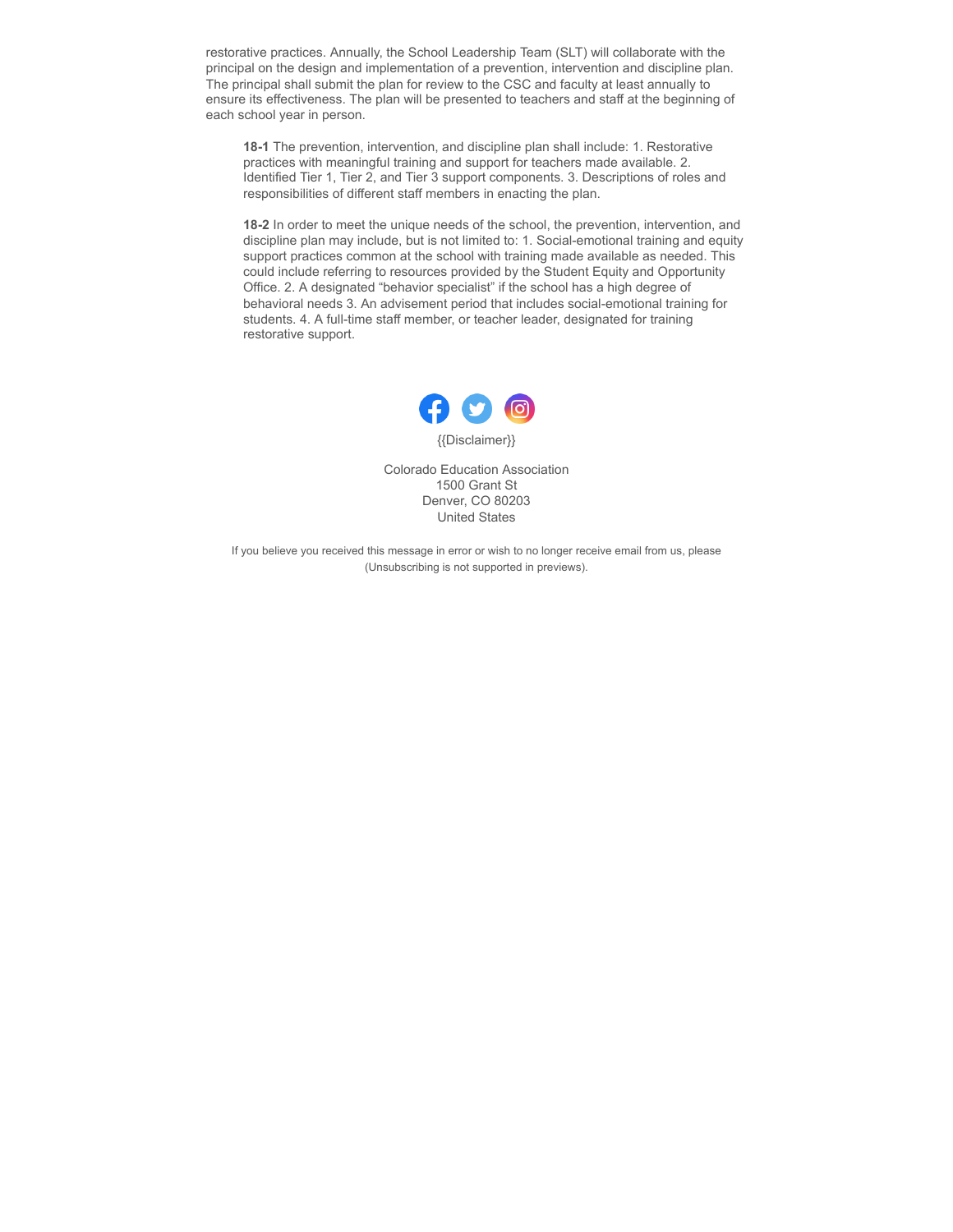restorative practices. Annually, the School Leadership Team (SLT) will collaborate with the principal on the design and implementation of a prevention, intervention and discipline plan. The principal shall submit the plan for review to the CSC and faculty at least annually to ensure its effectiveness. The plan will be presented to teachers and staff at the beginning of each school year in person.

> **18-1** The prevention, intervention, and discipline plan shall include: 1. Restorative practices with meaningful training and support for teachers made available. 2. Identified Tier 1, Tier 2, and Tier 3 support components. 3. Descriptions of roles and responsibilities of different staff members in enacting the plan.
>
> **18-2** In order to meet the unique needs of the school, the prevention, intervention, and discipline plan may include, but is not limited to: 1. Social-emotional training and equity support practices common at the school with training made available as needed. This could include referring to resources provided by the Student Equity and Opportunity Office. 2. A designated “behavior specialist” if the school has a high degree of behavioral needs 3. An advisement period that includes social-emotional training for students. 4. A full-time staff member, or teacher leader, designated for training restorative support.

{{Disclaimer}}

Colorado Education Association
1500 Grant St
Denver, CO 80203
United States

If you believe you received this message in error or wish to no longer receive email from us, please (Unsubscribing is not supported in previews).